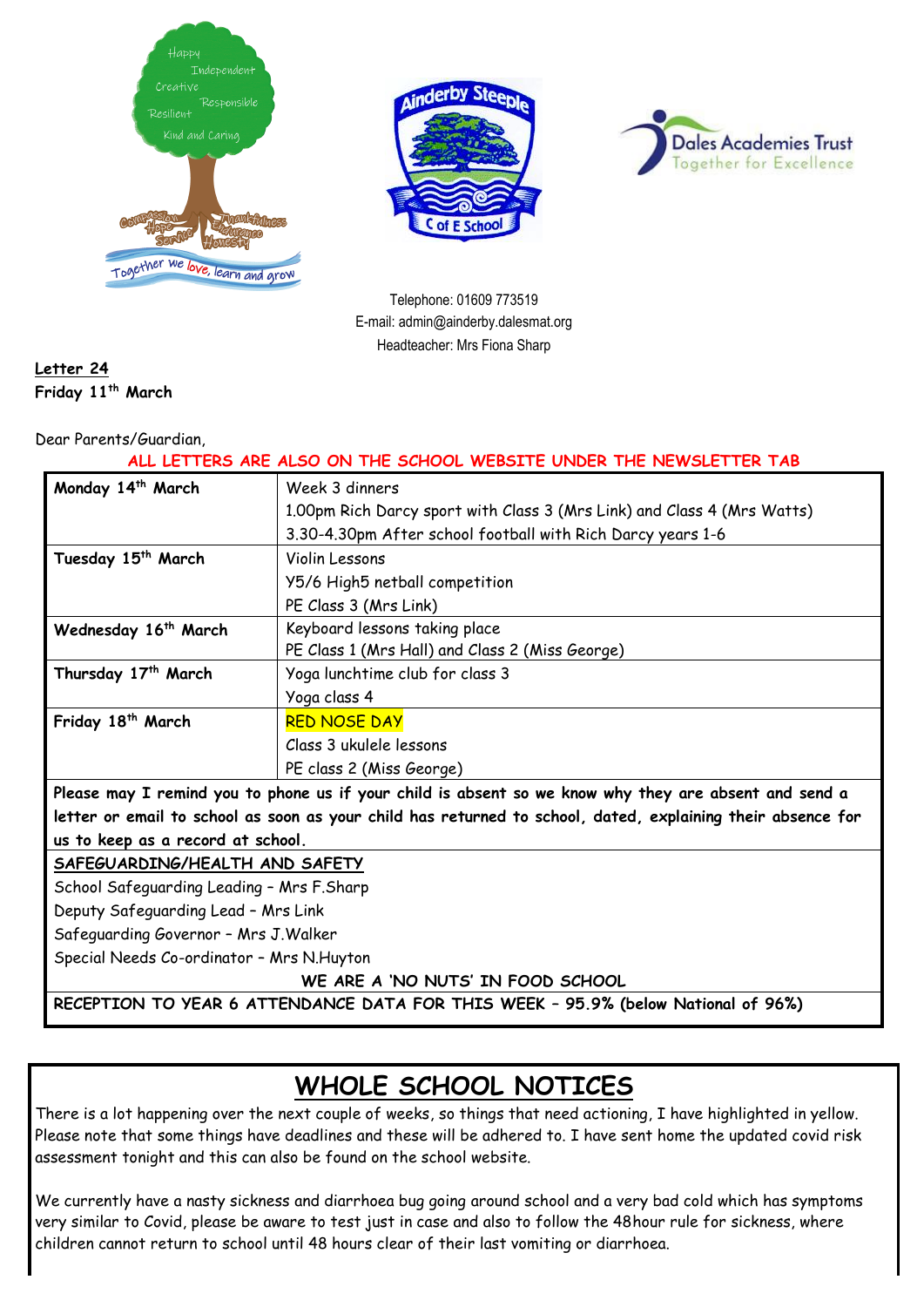Telephone: 01609 773519
E-mail: admin@ainderby.dalesmat.org
Headteacher: Mrs Fiona Sharp

**Letter 24**
**Friday 11th March**

Dear Parents/Guardian,

**ALL LETTERS ARE ALSO ON THE SCHOOL WEBSITE UNDER THE NEWSLETTER TAB**

| | |
|---|---|
| **Monday 14th March** | Week 3 dinners<br>1.00pm Rich Darcy sport with Class 3 (Mrs Link) and Class 4 (Mrs Watts)<br>3.30-4.30pm After school football with Rich Darcy years 1-6 |
| **Tuesday 15th March** | Violin Lessons<br>Y5/6 High5 netball competition<br>PE Class 3 (Mrs Link) |
| **Wednesday 16th March** | Keyboard lessons taking place<br>PE Class 1 (Mrs Hall) and Class 2 (Miss George) |
| **Thursday 17th March** | Yoga lunchtime club for class 3<br>Yoga class 4 |
| **Friday 18th March** | RED NOSE DAY<br>Class 3 ukulele lessons<br>PE class 2 (Miss George) |

**Please may I remind you to phone us if your child is absent so we know why they are absent and send a letter or email to school as soon as your child has returned to school, dated, explaining their absence for us to keep as a record at school.**

**SAFEGUARDING/HEALTH AND SAFETY**
School Safeguarding Leading – Mrs F.Sharp
Deputy Safeguarding Lead – Mrs Link
Safeguarding Governor – Mrs J.Walker
Special Needs Co-ordinator – Mrs N.Huyton

**WE ARE A 'NO NUTS' IN FOOD SCHOOL**

**RECEPTION TO YEAR 6 ATTENDANCE DATA FOR THIS WEEK – 95.9% (below National of 96%)**

# WHOLE SCHOOL NOTICES

There is a lot happening over the next couple of weeks, so things that need actioning, I have highlighted in yellow. Please note that some things have deadlines and these will be adhered to. I have sent home the updated covid risk assessment tonight and this can also be found on the school website.

We currently have a nasty sickness and diarrhoea bug going around school and a very bad cold which has symptoms very similar to Covid, please be aware to test just in case and also to follow the 48hour rule for sickness, where children cannot return to school until 48 hours clear of their last vomiting or diarrhoea.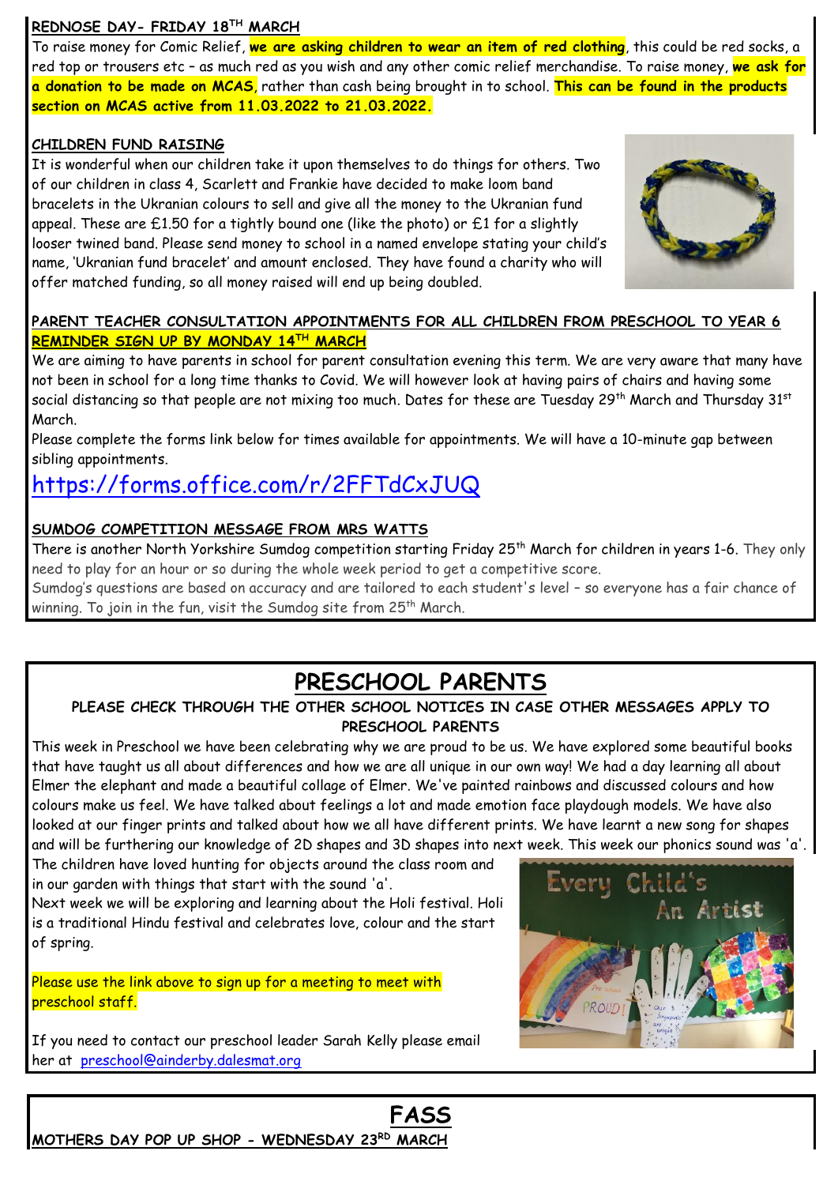### REDNOSE DAY- FRIDAY 18TH MARCH

To raise money for Comic Relief, **we are asking children to wear an item of red clothing**, this could be red socks, a red top or trousers etc – as much red as you wish and any other comic relief merchandise. To raise money, **we ask for a donation to be made on MCAS**, rather than cash being brought in to school. **This can be found in the products section on MCAS active from 11.03.2022 to 21.03.2022.**

### CHILDREN FUND RAISING

It is wonderful when our children take it upon themselves to do things for others. Two of our children in class 4, Scarlett and Frankie have decided to make loom band bracelets in the Ukranian colours to sell and give all the money to the Ukranian fund appeal. These are £1.50 for a tightly bound one (like the photo) or £1 for a slightly looser twined band. Please send money to school in a named envelope stating your child's name, 'Ukranian fund bracelet' and amount enclosed. They have found a charity who will offer matched funding, so all money raised will end up being doubled.

### PARENT TEACHER CONSULTATION APPOINTMENTS FOR ALL CHILDREN FROM PRESCHOOL TO YEAR 6

**REMINDER SIGN UP BY MONDAY 14TH MARCH**

We are aiming to have parents in school for parent consultation evening this term. We are very aware that many have not been in school for a long time thanks to Covid. We will however look at having pairs of chairs and having some social distancing so that people are not mixing too much. Dates for these are Tuesday 29th March and Thursday 31st March.

Please complete the forms link below for times available for appointments. We will have a 10-minute gap between sibling appointments.

https://forms.office.com/r/2FFTdCxJUQ

### SUMDOG COMPETITION MESSAGE FROM MRS WATTS

There is another North Yorkshire Sumdog competition starting Friday 25th March for children in years 1-6. They only need to play for an hour or so during the whole week period to get a competitive score.

Sumdog's questions are based on accuracy and are tailored to each student's level – so everyone has a fair chance of winning. To join in the fun, visit the Sumdog site from 25th March.

## PRESCHOOL PARENTS

**PLEASE CHECK THROUGH THE OTHER SCHOOL NOTICES IN CASE OTHER MESSAGES APPLY TO PRESCHOOL PARENTS**

This week in Preschool we have been celebrating why we are proud to be us. We have explored some beautiful books that have taught us all about differences and how we are all unique in our own way! We had a day learning all about Elmer the elephant and made a beautiful collage of Elmer. We've painted rainbows and discussed colours and how colours make us feel. We have talked about feelings a lot and made emotion face playdough models. We have also looked at our finger prints and talked about how we all have different prints. We have learnt a new song for shapes and will be furthering our knowledge of 2D shapes and 3D shapes into next week. This week our phonics sound was 'a'. The children have loved hunting for objects around the class room and in our garden with things that start with the sound 'a'.

Next week we will be exploring and learning about the Holi festival. Holi is a traditional Hindu festival and celebrates love, colour and the start of spring.

Please use the link above to sign up for a meeting to meet with preschool staff.

If you need to contact our preschool leader Sarah Kelly please email her at preschool@ainderby.dalesmat.org

## FASS

### MOTHERS DAY POP UP SHOP - WEDNESDAY 23RD MARCH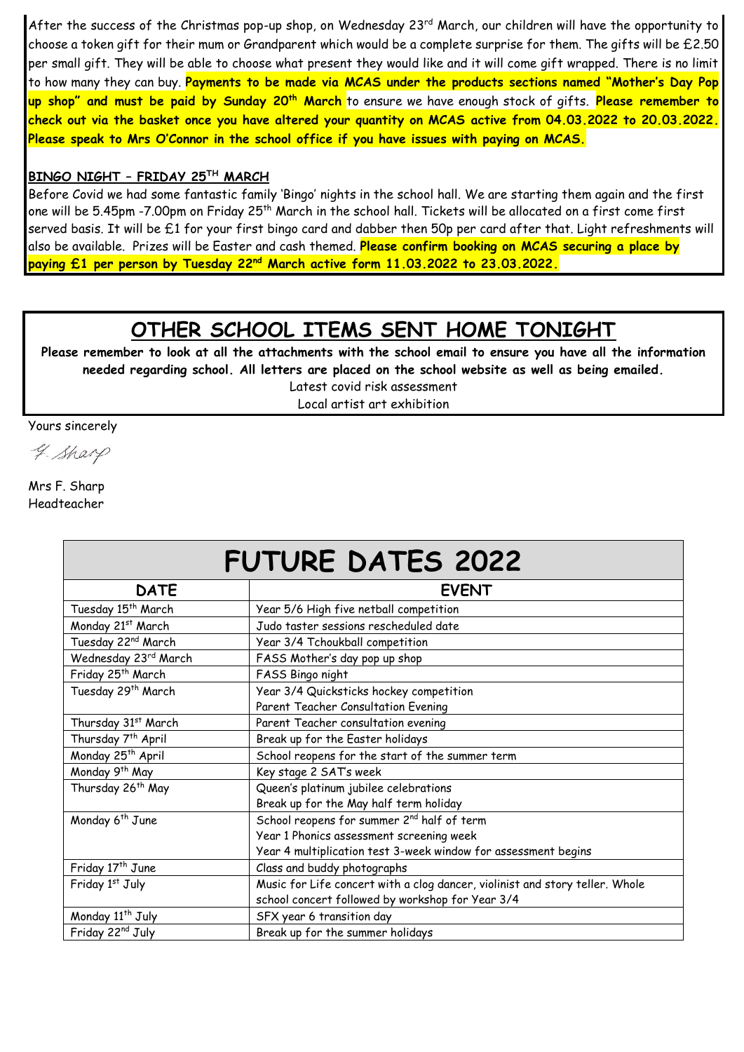After the success of the Christmas pop-up shop, on Wednesday 23rd March, our children will have the opportunity to choose a token gift for their mum or Grandparent which would be a complete surprise for them. The gifts will be £2.50 per small gift. They will be able to choose what present they would like and it will come gift wrapped. There is no limit to how many they can buy. **Payments to be made via MCAS under the products sections named "Mother's Day Pop up shop" and must be paid by Sunday 20th March** to ensure we have enough stock of gifts. **Please remember to check out via the basket once you have altered your quantity on MCAS active from 04.03.2022 to 20.03.2022. Please speak to Mrs O'Connor in the school office if you have issues with paying on MCAS.**

**BINGO NIGHT – FRIDAY 25TH MARCH**

Before Covid we had some fantastic family 'Bingo' nights in the school hall. We are starting them again and the first one will be 5.45pm -7.00pm on Friday 25th March in the school hall. Tickets will be allocated on a first come first served basis. It will be £1 for your first bingo card and dabber then 50p per card after that. Light refreshments will also be available. Prizes will be Easter and cash themed. **Please confirm booking on MCAS securing a place by paying £1 per person by Tuesday 22nd March active form 11.03.2022 to 23.03.2022.**

## OTHER SCHOOL ITEMS SENT HOME TONIGHT

**Please remember to look at all the attachments with the school email to ensure you have all the information needed regarding school. All letters are placed on the school website as well as being emailed.**

Latest covid risk assessment

Local artist art exhibition

Yours sincerely

F. Sharp

Mrs F. Sharp
Headteacher

## FUTURE DATES 2022

| DATE | EVENT |
|---|---|
| Tuesday 15th March | Year 5/6 High five netball competition |
| Monday 21st March | Judo taster sessions rescheduled date |
| Tuesday 22nd March | Year 3/4 Tchoukball competition |
| Wednesday 23rd March | FASS Mother's day pop up shop |
| Friday 25th March | FASS Bingo night |
| Tuesday 29th March | Year 3/4 Quicksticks hockey competition<br>Parent Teacher Consultation Evening |
| Thursday 31st March | Parent Teacher consultation evening |
| Thursday 7th April | Break up for the Easter holidays |
| Monday 25th April | School reopens for the start of the summer term |
| Monday 9th May | Key stage 2 SATs week |
| Thursday 26th May | Queen's platinum jubilee celebrations<br>Break up for the May half term holiday |
| Monday 6th June | School reopens for summer 2nd half of term<br>Year 1 Phonics assessment screening week<br>Year 4 multiplication test 3-week window for assessment begins |
| Friday 17th June | Class and buddy photographs |
| Friday 1st July | Music for Life concert with a clog dancer, violinist and story teller. Whole school concert followed by workshop for Year 3/4 |
| Monday 11th July | SFX year 6 transition day |
| Friday 22nd July | Break up for the summer holidays |